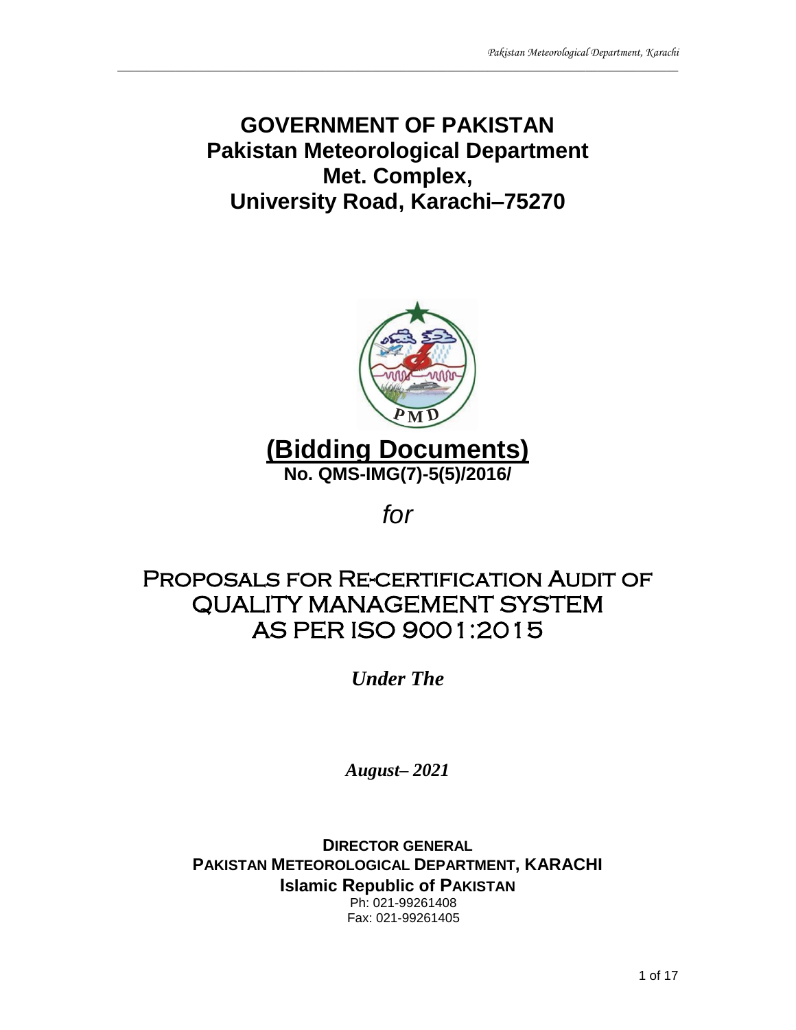# GOVERNMENT OF PAKISTAN
# Pakistan Meteorological Department
# Met. Complex,
# University Road, Karachi–75270

## (Bidding Documents)

**No. QMS-IMG(7)-5(5)/2016/**

*for*

## PROPOSALS FOR RE-CERTIFICATION AUDIT OF QUALITY MANAGEMENT SYSTEM AS PER ISO 9001:2015

***Under The***

***August– 2021***

**DIRECTOR GENERAL**
**PAKISTAN METEOROLOGICAL DEPARTMENT, KARACHI**
**Islamic Republic of PAKISTAN**
Ph: 021-99261408
Fax: 021-99261405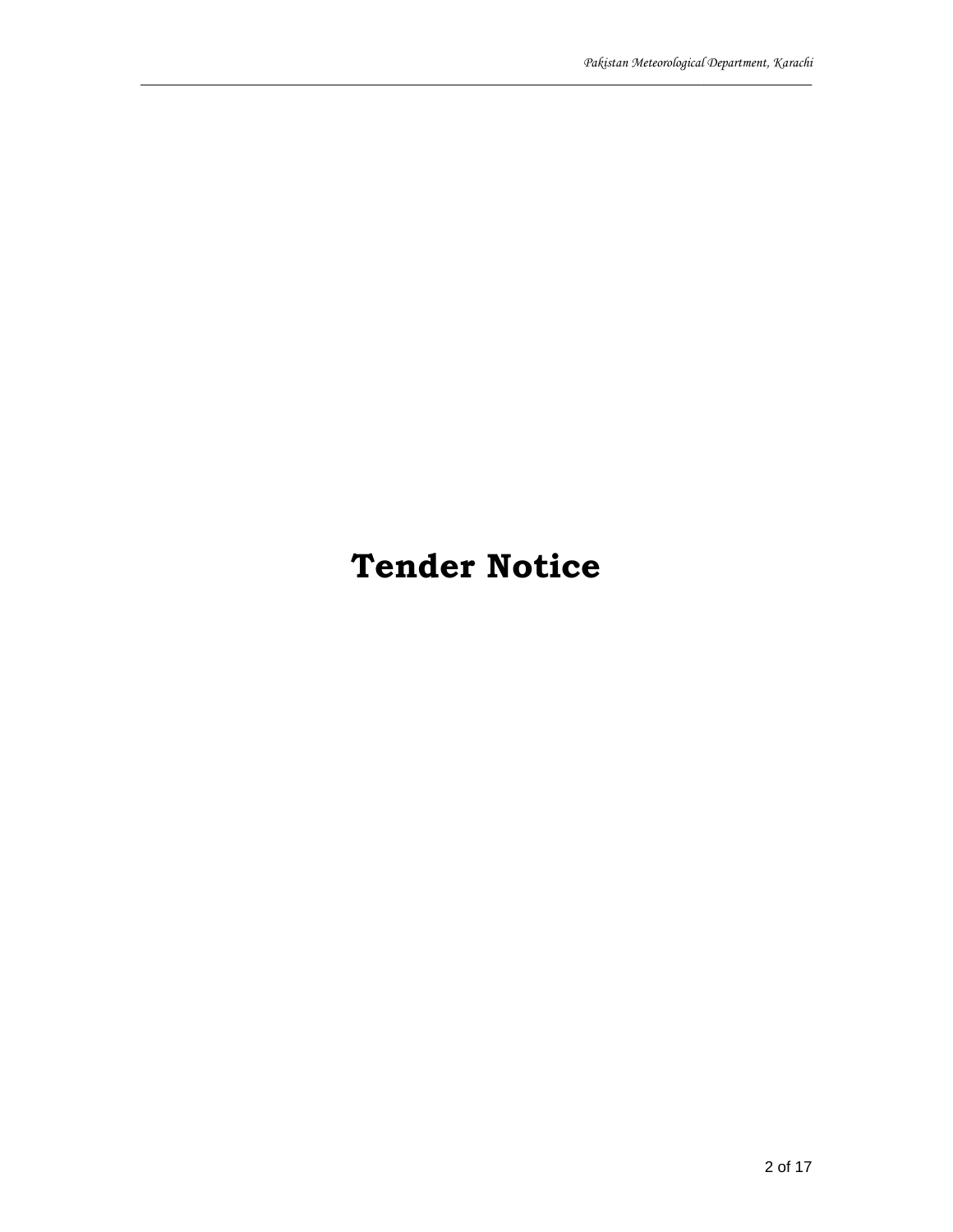# Tender Notice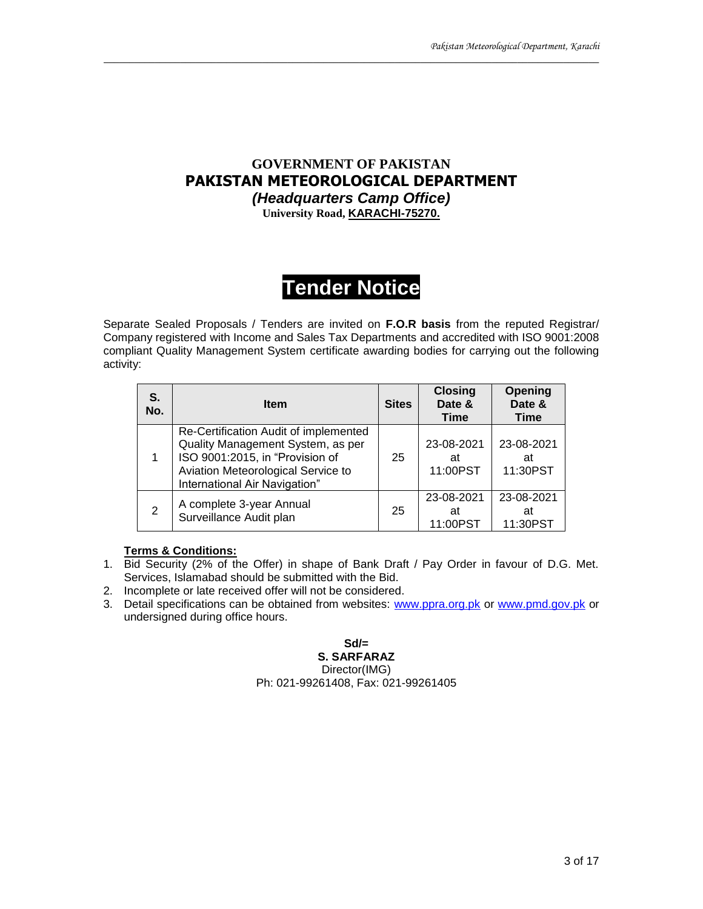**GOVERNMENT OF PAKISTAN**

**PAKISTAN METEOROLOGICAL DEPARTMENT**

***(Headquarters Camp Office)***

**University Road, KARACHI-75270.**

# Tender Notice

Separate Sealed Proposals / Tenders are invited on **F.O.R basis** from the reputed Registrar/ Company registered with Income and Sales Tax Departments and accredited with ISO 9001:2008 compliant Quality Management System certificate awarding bodies for carrying out the following activity:

| S. No. | Item | Sites | Closing Date & Time | Opening Date & Time |
|---|---|---|---|---|
| 1 | Re-Certification Audit of implemented Quality Management System, as per ISO 9001:2015, in "Provision of Aviation Meteorological Service to International Air Navigation" | 25 | 23-08-2021 at 11:00PST | 23-08-2021 at 11:30PST |
| 2 | A complete 3-year Annual Surveillance Audit plan | 25 | 23-08-2021 at 11:00PST | 23-08-2021 at 11:30PST |

**Terms & Conditions:**

1. Bid Security (2% of the Offer) in shape of Bank Draft / Pay Order in favour of D.G. Met. Services, Islamabad should be submitted with the Bid.
2. Incomplete or late received offer will not be considered.
3. Detail specifications can be obtained from websites: www.ppra.org.pk or www.pmd.gov.pk or undersigned during office hours.

**Sd/=**

**S. SARFARAZ**

Director(IMG)

Ph: 021-99261408, Fax: 021-99261405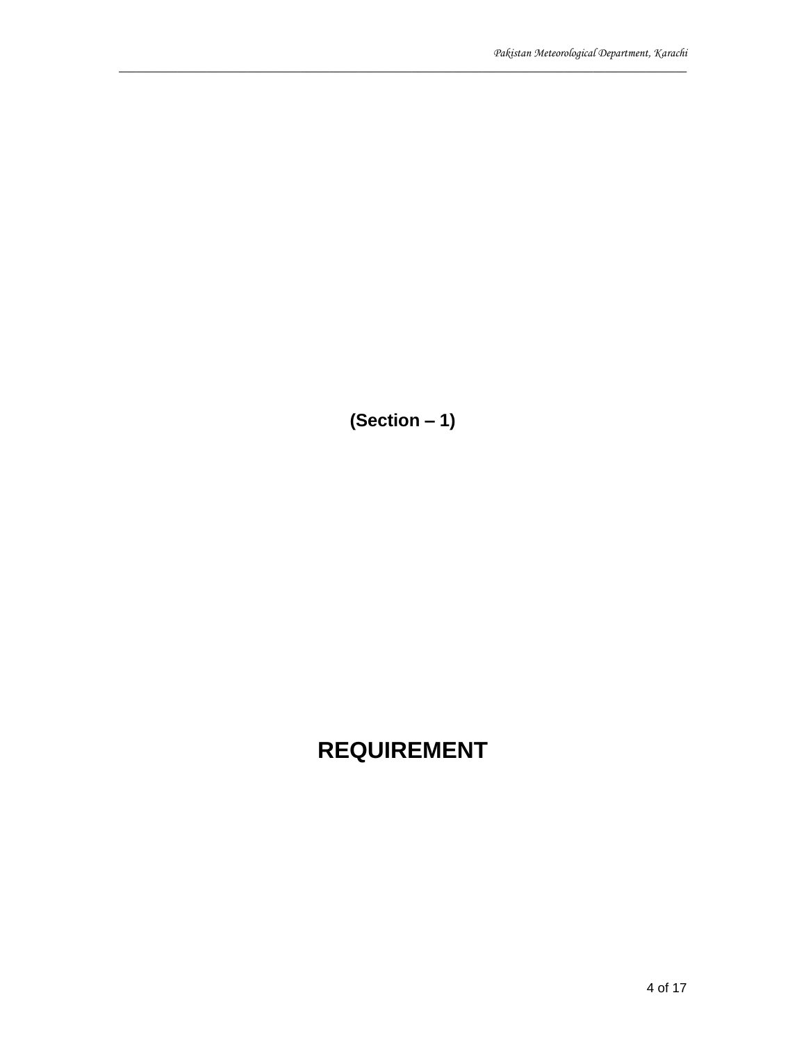**(Section – 1)**

# REQUIREMENT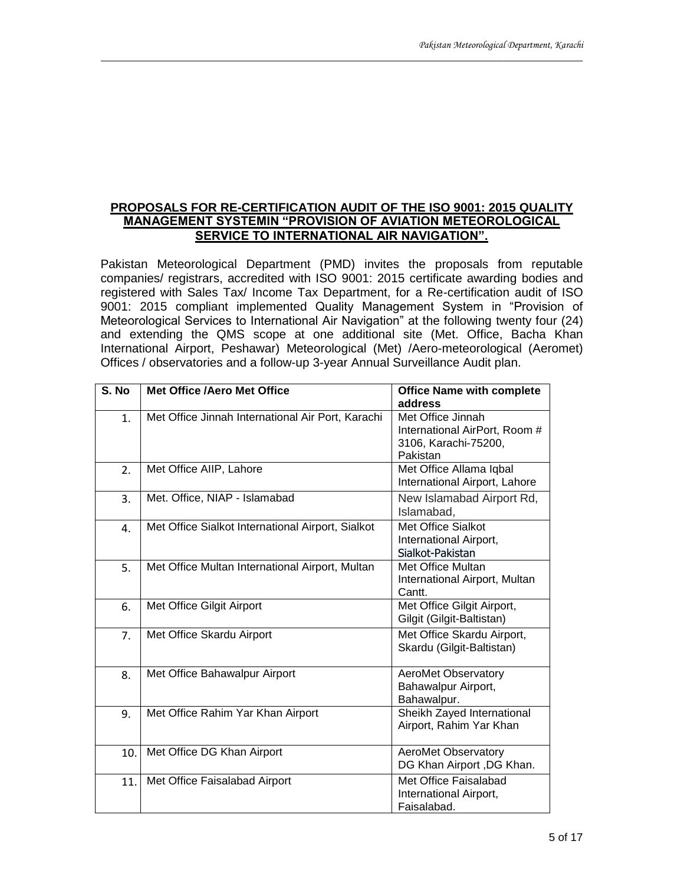**PROPOSALS FOR RE-CERTIFICATION AUDIT OF THE ISO 9001: 2015 QUALITY MANAGEMENT SYSTEMIN "PROVISION OF AVIATION METEOROLOGICAL SERVICE TO INTERNATIONAL AIR NAVIGATION".**

Pakistan Meteorological Department (PMD) invites the proposals from reputable companies/ registrars, accredited with ISO 9001: 2015 certificate awarding bodies and registered with Sales Tax/ Income Tax Department, for a Re-certification audit of ISO 9001: 2015 compliant implemented Quality Management System in "Provision of Meteorological Services to International Air Navigation" at the following twenty four (24) and extending the QMS scope at one additional site (Met. Office, Bacha Khan International Airport, Peshawar) Meteorological (Met) /Aero-meteorological (Aeromet) Offices / observatories and a follow-up 3-year Annual Surveillance Audit plan.

| S. No | Met Office /Aero Met Office | Office Name with complete address |
|---|---|---|
| 1. | Met Office Jinnah International Air Port, Karachi | Met Office Jinnah International AirPort, Room # 3106, Karachi-75200, Pakistan |
| 2. | Met Office AIIP, Lahore | Met Office Allama Iqbal International Airport, Lahore |
| 3. | Met. Office, NIAP - Islamabad | New Islamabad Airport Rd, Islamabad, |
| 4. | Met Office Sialkot International Airport, Sialkot | Met Office Sialkot International Airport, Sialkot-Pakistan |
| 5. | Met Office Multan International Airport, Multan | Met Office Multan International Airport, Multan Cantt. |
| 6. | Met Office Gilgit Airport | Met Office Gilgit Airport, Gilgit (Gilgit-Baltistan) |
| 7. | Met Office Skardu Airport | Met Office Skardu Airport, Skardu (Gilgit-Baltistan) |
| 8. | Met Office Bahawalpur Airport | AeroMet Observatory Bahawalpur Airport, Bahawalpur. |
| 9. | Met Office Rahim Yar Khan Airport | Sheikh Zayed International Airport, Rahim Yar Khan |
| 10. | Met Office DG Khan Airport | AeroMet Observatory DG Khan Airport ,DG Khan. |
| 11. | Met Office Faisalabad Airport | Met Office Faisalabad International Airport, Faisalabad. |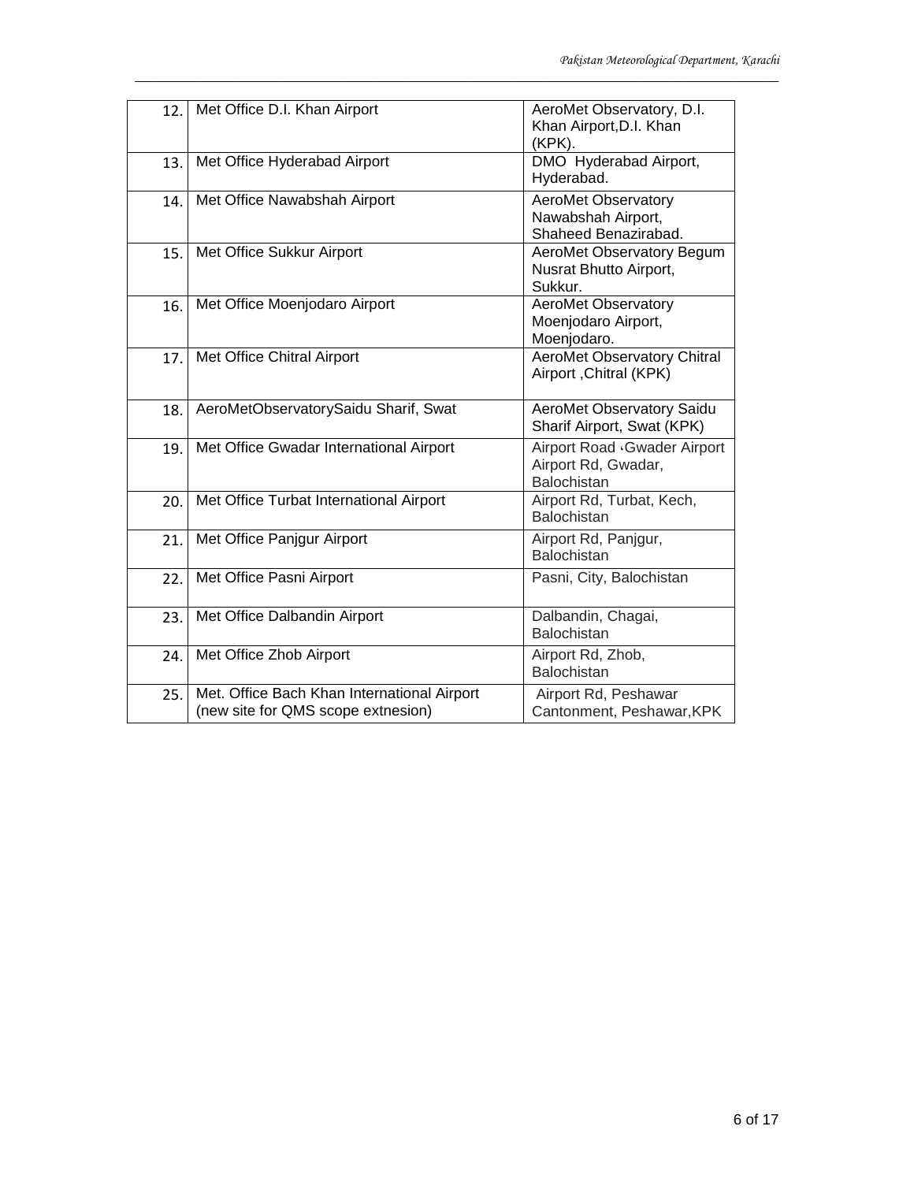| 12. | Met Office D.I. Khan Airport | AeroMet Observatory, D.I. Khan Airport,D.I. Khan (KPK). |
|---|---|---|
| 13. | Met Office Hyderabad Airport | DMO Hyderabad Airport, Hyderabad. |
| 14. | Met Office Nawabshah Airport | AeroMet Observatory Nawabshah Airport, Shaheed Benazirabad. |
| 15. | Met Office Sukkur Airport | AeroMet Observatory Begum Nusrat Bhutto Airport, Sukkur. |
| 16. | Met Office Moenjodaro Airport | AeroMet Observatory Moenjodaro Airport, Moenjodaro. |
| 17. | Met Office Chitral Airport | AeroMet Observatory Chitral Airport ,Chitral (KPK) |
| 18. | AeroMetObservatorySaidu Sharif, Swat | AeroMet Observatory Saidu Sharif Airport, Swat (KPK) |
| 19. | Met Office Gwadar International Airport | Airport Road ،Gwader Airport Airport Rd, Gwadar, Balochistan |
| 20. | Met Office Turbat International Airport | Airport Rd, Turbat, Kech, Balochistan |
| 21. | Met Office Panjgur Airport | Airport Rd, Panjgur, Balochistan |
| 22. | Met Office Pasni Airport | Pasni, City, Balochistan |
| 23. | Met Office Dalbandin Airport | Dalbandin, Chagai, Balochistan |
| 24. | Met Office Zhob Airport | Airport Rd, Zhob, Balochistan |
| 25. | Met. Office Bach Khan International Airport (new site for QMS scope extnesion) | Airport Rd, Peshawar Cantonment, Peshawar,KPK |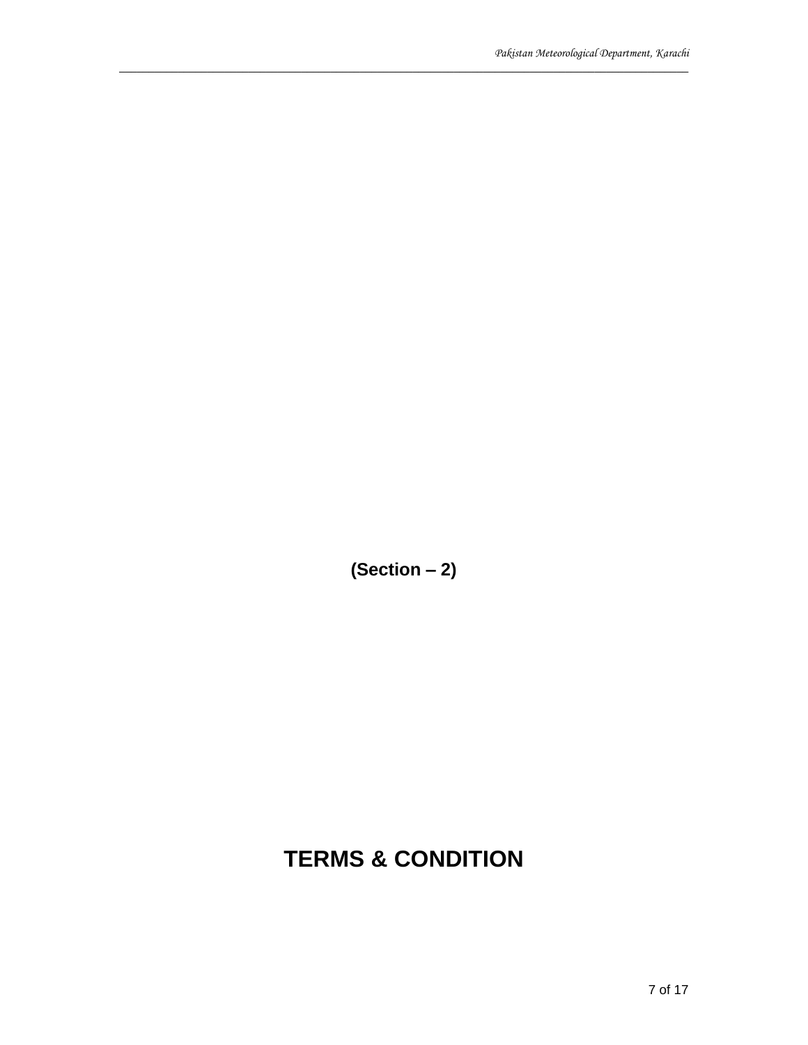**(Section – 2)**

# TERMS & CONDITION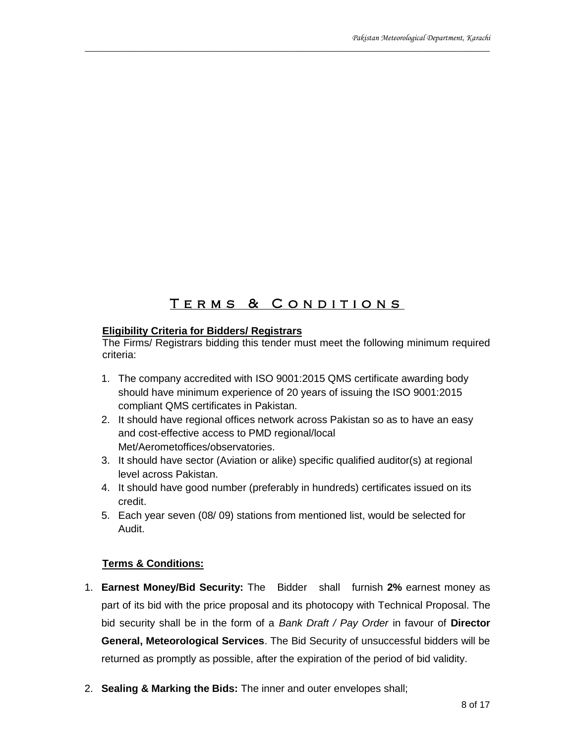# Terms & Conditions

**Eligibility Criteria for Bidders/ Registrars**

The Firms/ Registrars bidding this tender must meet the following minimum required criteria:

1. The company accredited with ISO 9001:2015 QMS certificate awarding body should have minimum experience of 20 years of issuing the ISO 9001:2015 compliant QMS certificates in Pakistan.
2. It should have regional offices network across Pakistan so as to have an easy and cost-effective access to PMD regional/local Met/Aerometoffices/observatories.
3. It should have sector (Aviation or alike) specific qualified auditor(s) at regional level across Pakistan.
4. It should have good number (preferably in hundreds) certificates issued on its credit.
5. Each year seven (08/ 09) stations from mentioned list, would be selected for Audit.

**Terms & Conditions:**

1. **Earnest Money/Bid Security:** The Bidder shall furnish **2%** earnest money as part of its bid with the price proposal and its photocopy with Technical Proposal. The bid security shall be in the form of a *Bank Draft / Pay Order* in favour of **Director General, Meteorological Services**. The Bid Security of unsuccessful bidders will be returned as promptly as possible, after the expiration of the period of bid validity.
2. **Sealing & Marking the Bids:** The inner and outer envelopes shall;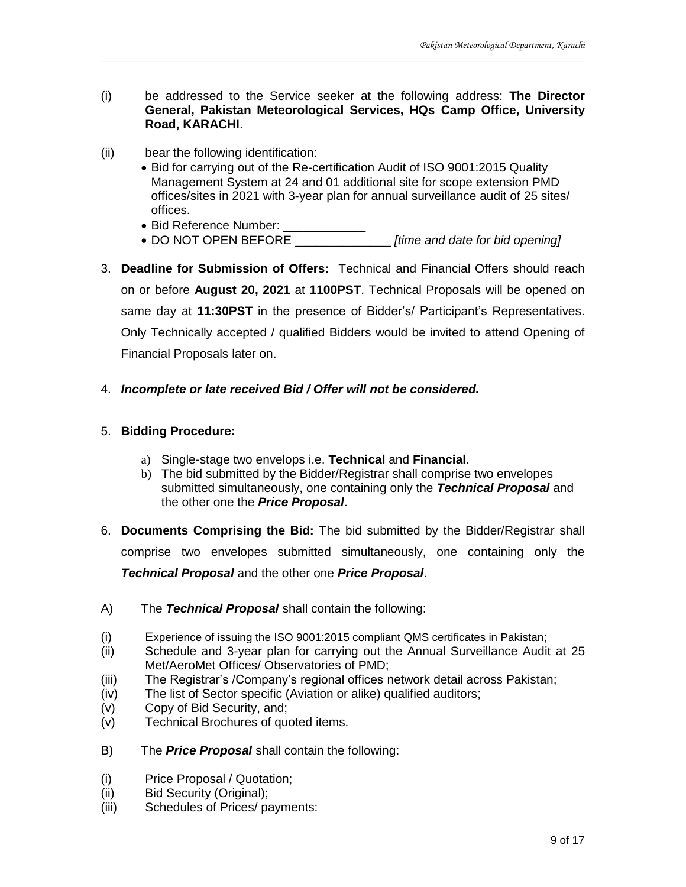(i) be addressed to the Service seeker at the following address: **The Director General, Pakistan Meteorological Services, HQs Camp Office, University Road, KARACHI**.

(ii) bear the following identification:

- Bid for carrying out of the Re-certification Audit of ISO 9001:2015 Quality Management System at 24 and 01 additional site for scope extension PMD offices/sites in 2021 with 3-year plan for annual surveillance audit of 25 sites/ offices.
- Bid Reference Number: ____________
- DO NOT OPEN BEFORE ______________ *[time and date for bid opening]*

3. **Deadline for Submission of Offers:** Technical and Financial Offers should reach on or before **August 20, 2021** at **1100PST**. Technical Proposals will be opened on same day at **11:30PST** in the presence of Bidder's/ Participant's Representatives. Only Technically accepted / qualified Bidders would be invited to attend Opening of Financial Proposals later on.

4. ***Incomplete or late received Bid / Offer will not be considered.***

5. **Bidding Procedure:**

   a) Single-stage two envelops i.e. **Technical** and **Financial**.
   b) The bid submitted by the Bidder/Registrar shall comprise two envelopes submitted simultaneously, one containing only the ***Technical Proposal*** and the other one the ***Price Proposal***.

6. **Documents Comprising the Bid:** The bid submitted by the Bidder/Registrar shall comprise two envelopes submitted simultaneously, one containing only the ***Technical Proposal*** and the other one ***Price Proposal***.

A) The ***Technical Proposal*** shall contain the following:

(i) Experience of issuing the ISO 9001:2015 compliant QMS certificates in Pakistan;
(ii) Schedule and 3-year plan for carrying out the Annual Surveillance Audit at 25 Met/AeroMet Offices/ Observatories of PMD;
(iii) The Registrar's /Company's regional offices network detail across Pakistan;
(iv) The list of Sector specific (Aviation or alike) qualified auditors;
(v) Copy of Bid Security, and;
(v) Technical Brochures of quoted items.

B) The ***Price Proposal*** shall contain the following:

(i) Price Proposal / Quotation;
(ii) Bid Security (Original);
(iii) Schedules of Prices/ payments: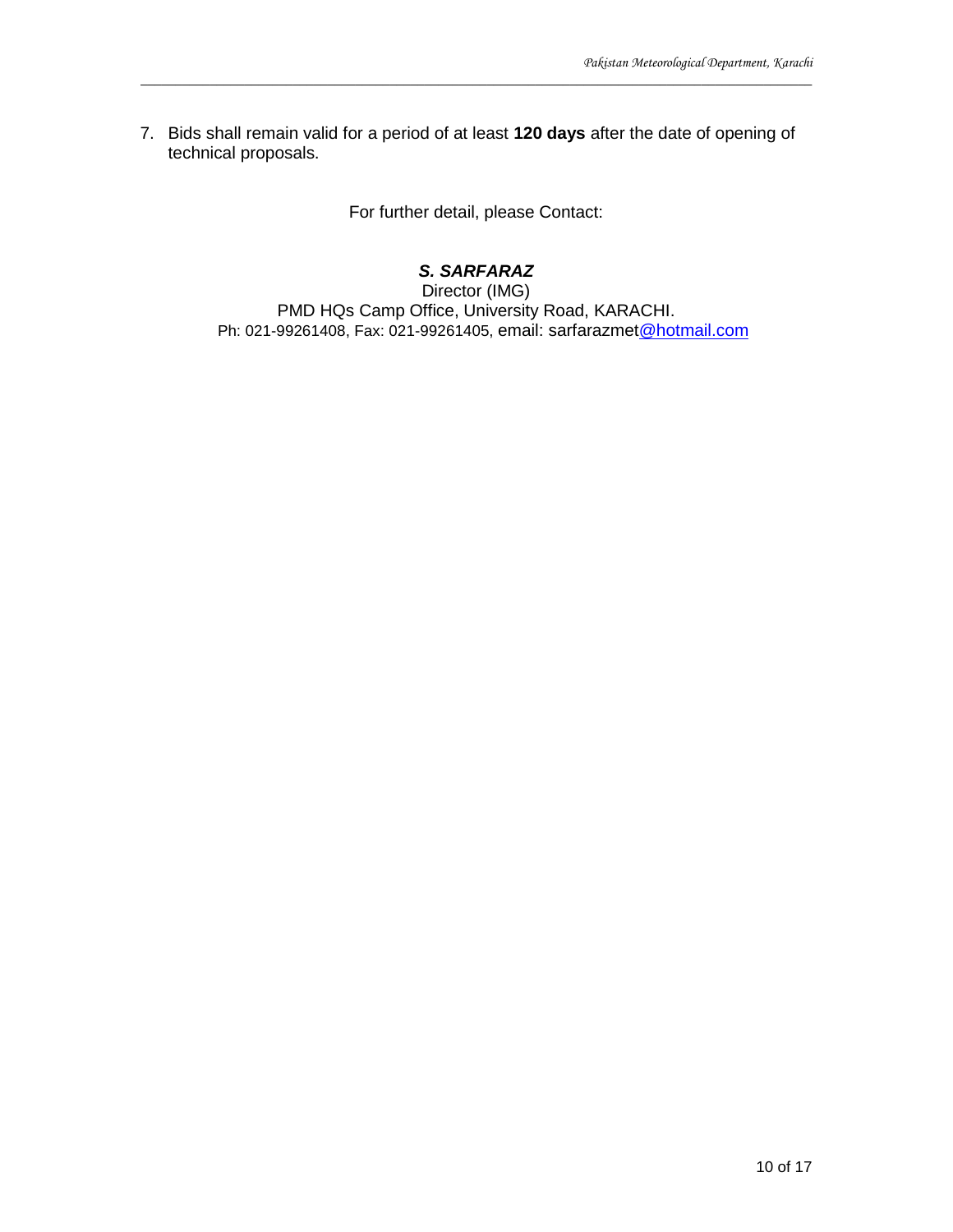7. Bids shall remain valid for a period of at least **120 days** after the date of opening of technical proposals.

For further detail, please Contact:

***S. SARFARAZ***
Director (IMG)
PMD HQs Camp Office, University Road, KARACHI.
Ph: 021-99261408, Fax: 021-99261405, email: sarfarazmet@hotmail.com